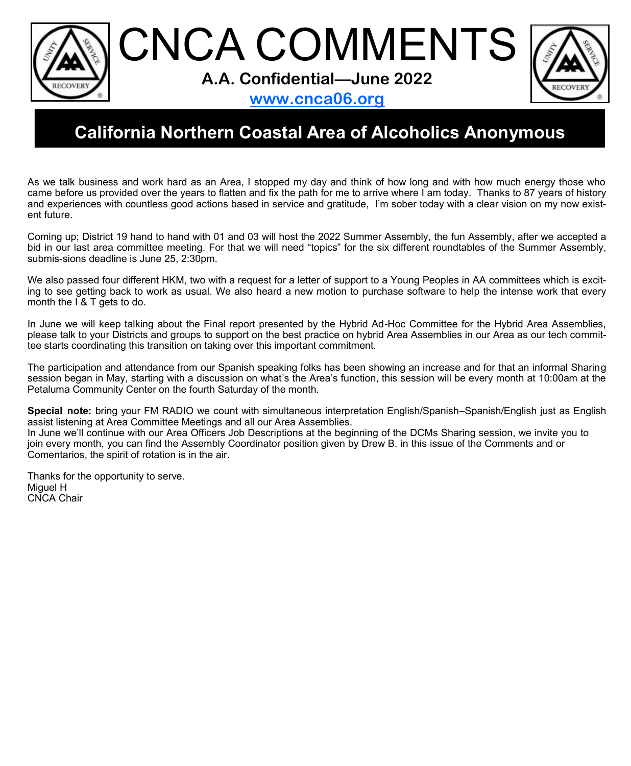# CNCA COMMENTS

**A.A. Confidential—June 2022**

**www.cnca06.org**

## California Northern Coastal Area of Alcoholics Anonymous

As we talk business and work hard as an Area, I stopped my day and think of how long and with how much energy those who came before us provided over the years to flatten and fix the path for me to arrive where I am today. Thanks to 87 years of history and experiences with countless good actions based in service and gratitude, I'm sober today with a clear vision on my now existent future.

Coming up; District 19 hand to hand with 01 and 03 will host the 2022 Summer Assembly, the fun Assembly, after we accepted a bid in our last area committee meeting. For that we will need "topics" for the six different roundtables of the Summer Assembly, submis-sions deadline is June 25, 2:30pm.

We also passed four different HKM, two with a request for a letter of support to a Young Peoples in AA committees which is exciting to see getting back to work as usual. We also heard a new motion to purchase software to help the intense work that every month the I & T gets to do.

In June we will keep talking about the Final report presented by the Hybrid Ad-Hoc Committee for the Hybrid Area Assemblies, please talk to your Districts and groups to support on the best practice on hybrid Area Assemblies in our Area as our tech committee starts coordinating this transition on taking over this important commitment.

The participation and attendance from our Spanish speaking folks has been showing an increase and for that an informal Sharing session began in May, starting with a discussion on what's the Area's function, this session will be every month at 10:00am at the Petaluma Community Center on the fourth Saturday of the month.

**Special note:** bring your FM RADIO we count with simultaneous interpretation English/Spanish–Spanish/English just as English assist listening at Area Committee Meetings and all our Area Assemblies.
In June we'll continue with our Area Officers Job Descriptions at the beginning of the DCMs Sharing session, we invite you to join every month, you can find the Assembly Coordinator position given by Drew B. in this issue of the Comments and or Comentarios, the spirit of rotation is in the air.

Thanks for the opportunity to serve.
Miguel H
CNCA Chair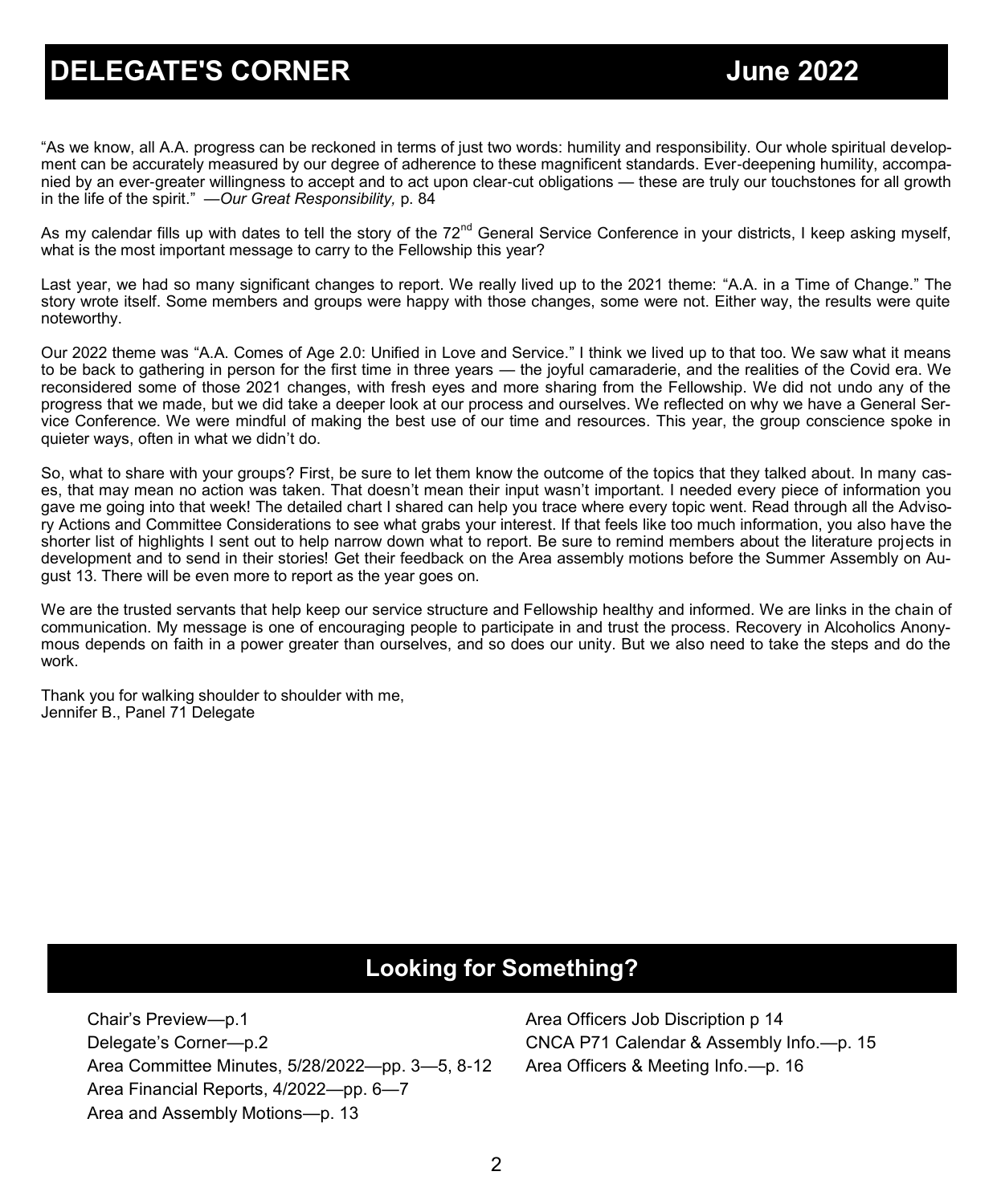# DELEGATE'S CORNER — June 2022

"As we know, all A.A. progress can be reckoned in terms of just two words: humility and responsibility. Our whole spiritual development can be accurately measured by our degree of adherence to these magnificent standards. Ever-deepening humility, accompanied by an ever-greater willingness to accept and to act upon clear-cut obligations — these are truly our touchstones for all growth in the life of the spirit." —*Our Great Responsibility,* p. 84

As my calendar fills up with dates to tell the story of the 72nd General Service Conference in your districts, I keep asking myself, what is the most important message to carry to the Fellowship this year?

Last year, we had so many significant changes to report. We really lived up to the 2021 theme: "A.A. in a Time of Change." The story wrote itself. Some members and groups were happy with those changes, some were not. Either way, the results were quite noteworthy.

Our 2022 theme was "A.A. Comes of Age 2.0: Unified in Love and Service." I think we lived up to that too. We saw what it means to be back to gathering in person for the first time in three years — the joyful camaraderie, and the realities of the Covid era. We reconsidered some of those 2021 changes, with fresh eyes and more sharing from the Fellowship. We did not undo any of the progress that we made, but we did take a deeper look at our process and ourselves. We reflected on why we have a General Service Conference. We were mindful of making the best use of our time and resources. This year, the group conscience spoke in quieter ways, often in what we didn't do.

So, what to share with your groups? First, be sure to let them know the outcome of the topics that they talked about. In many cases, that may mean no action was taken. That doesn't mean their input wasn't important. I needed every piece of information you gave me going into that week! The detailed chart I shared can help you trace where every topic went. Read through all the Advisory Actions and Committee Considerations to see what grabs your interest. If that feels like too much information, you also have the shorter list of highlights I sent out to help narrow down what to report. Be sure to remind members about the literature projects in development and to send in their stories! Get their feedback on the Area assembly motions before the Summer Assembly on August 13. There will be even more to report as the year goes on.

We are the trusted servants that help keep our service structure and Fellowship healthy and informed. We are links in the chain of communication. My message is one of encouraging people to participate in and trust the process. Recovery in Alcoholics Anonymous depends on faith in a power greater than ourselves, and so does our unity. But we also need to take the steps and do the work.

Thank you for walking shoulder to shoulder with me,
Jennifer B., Panel 71 Delegate

## Looking for Something?

- Chair's Preview—p.1
- Delegate's Corner—p.2
- Area Committee Minutes, 5/28/2022—pp. 3—5, 8-12
- Area Financial Reports, 4/2022—pp. 6—7
- Area and Assembly Motions—p. 13
- Area Officers Job Discription p 14
- CNCA P71 Calendar & Assembly Info.—p. 15
- Area Officers & Meeting Info.—p. 16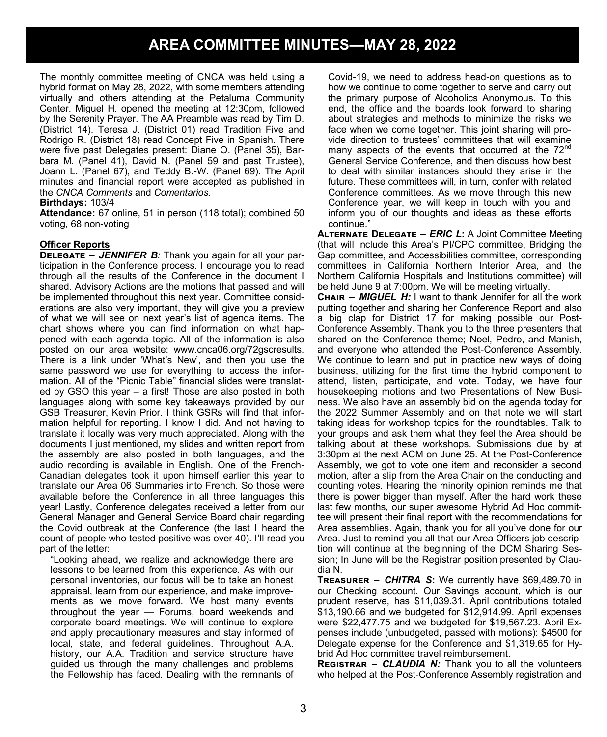# AREA COMMITTEE MINUTES—MAY 28, 2022

The monthly committee meeting of CNCA was held using a hybrid format on May 28, 2022, with some members attending virtually and others attending at the Petaluma Community Center. Miguel H. opened the meeting at 12:30pm, followed by the Serenity Prayer. The AA Preamble was read by Tim D. (District 14). Teresa J. (District 01) read Tradition Five and Rodrigo R. (District 18) read Concept Five in Spanish. There were five past Delegates present: Diane O. (Panel 35), Barbara M. (Panel 41), David N. (Panel 59 and past Trustee), Joann L. (Panel 67), and Teddy B.-W. (Panel 69). The April minutes and financial report were accepted as published in the *CNCA Comments* and *Comentarios.*

**Birthdays:** 103/4

**Attendance:** 67 online, 51 in person (118 total); combined 50 voting, 68 non-voting

**Officer Reports**

**DELEGATE – *JENNIFER B:*** Thank you again for all your participation in the Conference process. I encourage you to read through all the results of the Conference in the document I shared. Advisory Actions are the motions that passed and will be implemented throughout this next year. Committee considerations are also very important, they will give you a preview of what we will see on next year's list of agenda items. The chart shows where you can find information on what happened with each agenda topic. All of the information is also posted on our area website: www.cnca06.org/72gscresults. There is a link under 'What's New', and then you use the same password we use for everything to access the information. All of the "Picnic Table" financial slides were translated by GSO this year – a first! Those are also posted in both languages along with some key takeaways provided by our GSB Treasurer, Kevin Prior. I think GSRs will find that information helpful for reporting. I know I did. And not having to translate it locally was very much appreciated. Along with the documents I just mentioned, my slides and written report from the assembly are also posted in both languages, and the audio recording is available in English. One of the French-Canadian delegates took it upon himself earlier this year to translate our Area 06 Summaries into French. So those were available before the Conference in all three languages this year! Lastly, Conference delegates received a letter from our General Manager and General Service Board chair regarding the Covid outbreak at the Conference (the last I heard the count of people who tested positive was over 40). I'll read you part of the letter:

> "Looking ahead, we realize and acknowledge there are lessons to be learned from this experience. As with our personal inventories, our focus will be to take an honest appraisal, learn from our experience, and make improvements as we move forward. We host many events throughout the year — Forums, board weekends and corporate board meetings. We will continue to explore and apply precautionary measures and stay informed of local, state, and federal guidelines. Throughout A.A. history, our A.A. Tradition and service structure have guided us through the many challenges and problems the Fellowship has faced. Dealing with the remnants of Covid-19, we need to address head-on questions as to how we continue to come together to serve and carry out the primary purpose of Alcoholics Anonymous. To this end, the office and the boards look forward to sharing about strategies and methods to minimize the risks we face when we come together. This joint sharing will provide direction to trustees' committees that will examine many aspects of the events that occurred at the 72nd General Service Conference, and then discuss how best to deal with similar instances should they arise in the future. These committees will, in turn, confer with related Conference committees. As we move through this new Conference year, we will keep in touch with you and inform you of our thoughts and ideas as these efforts continue."

**ALTERNATE DELEGATE – *ERIC L*:** A Joint Committee Meeting (that will include this Area's PI/CPC committee, Bridging the Gap committee, and Accessibilities committee, corresponding committees in California Northern Interior Area, and the Northern California Hospitals and Institutions committee) will be held June 9 at 7:00pm. We will be meeting virtually.

**CHAIR – *MIGUEL H:*** I want to thank Jennifer for all the work putting together and sharing her Conference Report and also a big clap for District 17 for making possible our Post-Conference Assembly. Thank you to the three presenters that shared on the Conference theme; Noel, Pedro, and Manish, and everyone who attended the Post-Conference Assembly. We continue to learn and put in practice new ways of doing business, utilizing for the first time the hybrid component to attend, listen, participate, and vote. Today, we have four housekeeping motions and two Presentations of New Business. We also have an assembly bid on the agenda today for the 2022 Summer Assembly and on that note we will start taking ideas for workshop topics for the roundtables. Talk to your groups and ask them what they feel the Area should be talking about at these workshops. Submissions due by at 3:30pm at the next ACM on June 25. At the Post-Conference Assembly, we got to vote one item and reconsider a second motion, after a slip from the Area Chair on the conducting and counting votes. Hearing the minority opinion reminds me that there is power bigger than myself. After the hard work these last few months, our super awesome Hybrid Ad Hoc committee will present their final report with the recommendations for Area assemblies. Again, thank you for all you've done for our Area. Just to remind you all that our Area Officers job description will continue at the beginning of the DCM Sharing Session; In June will be the Registrar position presented by Claudia N.

**TREASURER – *CHITRA S*:** We currently have $69,489.70 in our Checking account. Our Savings account, which is our prudent reserve, has $11,039.31. April contributions totaled $13,190.66 and we budgeted for $12,914.99. April expenses were $22,477.75 and we budgeted for $19,567.23. April Expenses include (unbudgeted, passed with motions): $4500 for Delegate expense for the Conference and $1,319.65 for Hybrid Ad Hoc committee travel reimbursement.

**REGISTRAR – *CLAUDIA N:*** Thank you to all the volunteers who helped at the Post-Conference Assembly registration and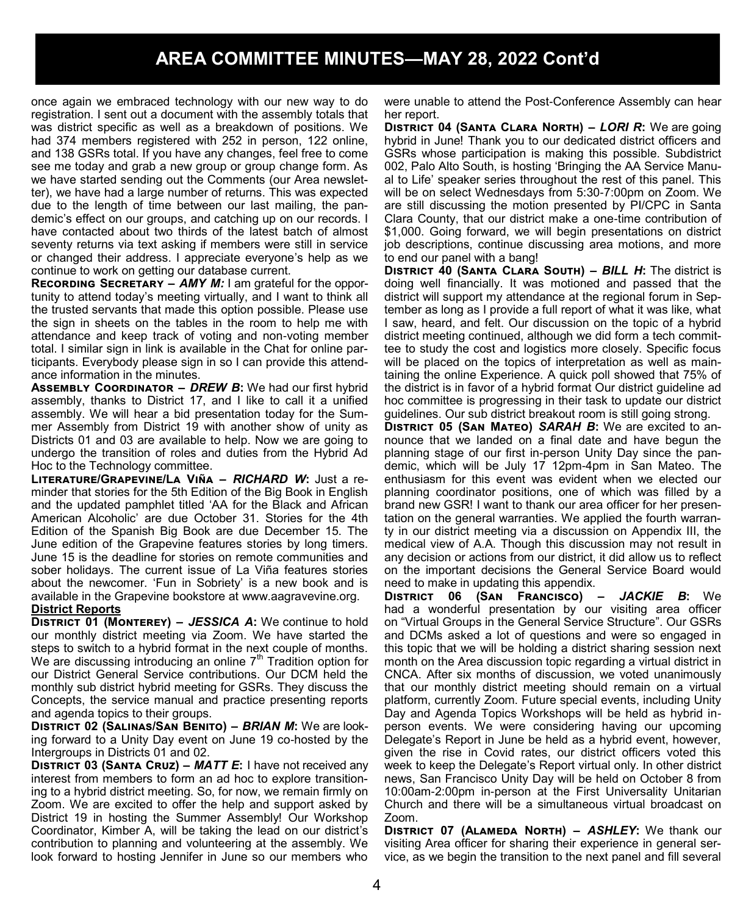# AREA COMMITTEE MINUTES—MAY 28, 2022 Cont'd

once again we embraced technology with our new way to do registration. I sent out a document with the assembly totals that was district specific as well as a breakdown of positions. We had 374 members registered with 252 in person, 122 online, and 138 GSRs total. If you have any changes, feel free to come see me today and grab a new group or group change form. As we have started sending out the Comments (our Area newsletter), we have had a large number of returns. This was expected due to the length of time between our last mailing, the pandemic's effect on our groups, and catching up on our records. I have contacted about two thirds of the latest batch of almost seventy returns via text asking if members were still in service or changed their address. I appreciate everyone's help as we continue to work on getting our database current.

**Recording Secretary – *AMY M:*** I am grateful for the opportunity to attend today's meeting virtually, and I want to think all the trusted servants that made this option possible. Please use the sign in sheets on the tables in the room to help me with attendance and keep track of voting and non-voting member total. I similar sign in link is available in the Chat for online participants. Everybody please sign in so I can provide this attendance information in the minutes.

**Assembly Coordinator – *DREW B*:** We had our first hybrid assembly, thanks to District 17, and I like to call it a unified assembly. We will hear a bid presentation today for the Summer Assembly from District 19 with another show of unity as Districts 01 and 03 are available to help. Now we are going to undergo the transition of roles and duties from the Hybrid Ad Hoc to the Technology committee.

**Literature/Grapevine/La Viña – *RICHARD W*:** Just a reminder that stories for the 5th Edition of the Big Book in English and the updated pamphlet titled 'AA for the Black and African American Alcoholic' are due October 31. Stories for the 4th Edition of the Spanish Big Book are due December 15. The June edition of the Grapevine features stories by long timers. June 15 is the deadline for stories on remote communities and sober holidays. The current issue of La Viña features stories about the newcomer. 'Fun in Sobriety' is a new book and is available in the Grapevine bookstore at www.aagravevine.org.

**District Reports**

**District 01 (Monterey) – *JESSICA A*:** We continue to hold our monthly district meeting via Zoom. We have started the steps to switch to a hybrid format in the next couple of months. We are discussing introducing an online 7th Tradition option for our District General Service contributions. Our DCM held the monthly sub district hybrid meeting for GSRs. They discuss the Concepts, the service manual and practice presenting reports and agenda topics to their groups.

**District 02 (Salinas/San Benito) – *BRIAN M*:** We are looking forward to a Unity Day event on June 19 co-hosted by the Intergroups in Districts 01 and 02.

**District 03 (Santa Cruz) – *MATT E*:** I have not received any interest from members to form an ad hoc to explore transitioning to a hybrid district meeting. So, for now, we remain firmly on Zoom. We are excited to offer the help and support asked by District 19 in hosting the Summer Assembly! Our Workshop Coordinator, Kimber A, will be taking the lead on our district's contribution to planning and volunteering at the assembly. We look forward to hosting Jennifer in June so our members who were unable to attend the Post-Conference Assembly can hear her report.

**District 04 (Santa Clara North) – *LORI R*:** We are going hybrid in June! Thank you to our dedicated district officers and GSRs whose participation is making this possible. Subdistrict 002, Palo Alto South, is hosting 'Bringing the AA Service Manual to Life' speaker series throughout the rest of this panel. This will be on select Wednesdays from 5:30-7:00pm on Zoom. We are still discussing the motion presented by PI/CPC in Santa Clara County, that our district make a one-time contribution of $1,000. Going forward, we will begin presentations on district job descriptions, continue discussing area motions, and more to end our panel with a bang!

**District 40 (Santa Clara South) – *BILL H*:** The district is doing well financially. It was motioned and passed that the district will support my attendance at the regional forum in September as long as I provide a full report of what it was like, what I saw, heard, and felt. Our discussion on the topic of a hybrid district meeting continued, although we did form a tech committee to study the cost and logistics more closely. Specific focus will be placed on the topics of interpretation as well as maintaining the online Experience. A quick poll showed that 75% of the district is in favor of a hybrid format Our district guideline ad hoc committee is progressing in their task to update our district guidelines. Our sub district breakout room is still going strong.

**District 05 (San Mateo) *SARAH B*:** We are excited to announce that we landed on a final date and have begun the planning stage of our first in-person Unity Day since the pandemic, which will be July 17 12pm-4pm in San Mateo. The enthusiasm for this event was evident when we elected our planning coordinator positions, one of which was filled by a brand new GSR! I want to thank our area officer for her presentation on the general warranties. We applied the fourth warranty in our district meeting via a discussion on Appendix III, the medical view of A.A. Though this discussion may not result in any decision or actions from our district, it did allow us to reflect on the important decisions the General Service Board would need to make in updating this appendix.

**District 06 (San Francisco) – *JACKIE B*:** We had a wonderful presentation by our visiting area officer on "Virtual Groups in the General Service Structure". Our GSRs and DCMs asked a lot of questions and were so engaged in this topic that we will be holding a district sharing session next month on the Area discussion topic regarding a virtual district in CNCA. After six months of discussion, we voted unanimously that our monthly district meeting should remain on a virtual platform, currently Zoom. Future special events, including Unity Day and Agenda Topics Workshops will be held as hybrid in-person events. We were considering having our upcoming Delegate's Report in June be held as a hybrid event, however, given the rise in Covid rates, our district officers voted this week to keep the Delegate's Report virtual only. In other district news, San Francisco Unity Day will be held on October 8 from 10:00am-2:00pm in-person at the First Universality Unitarian Church and there will be a simultaneous virtual broadcast on Zoom.

**District 07 (Alameda North) – *ASHLEY*:** We thank our visiting Area officer for sharing their experience in general service, as we begin the transition to the next panel and fill several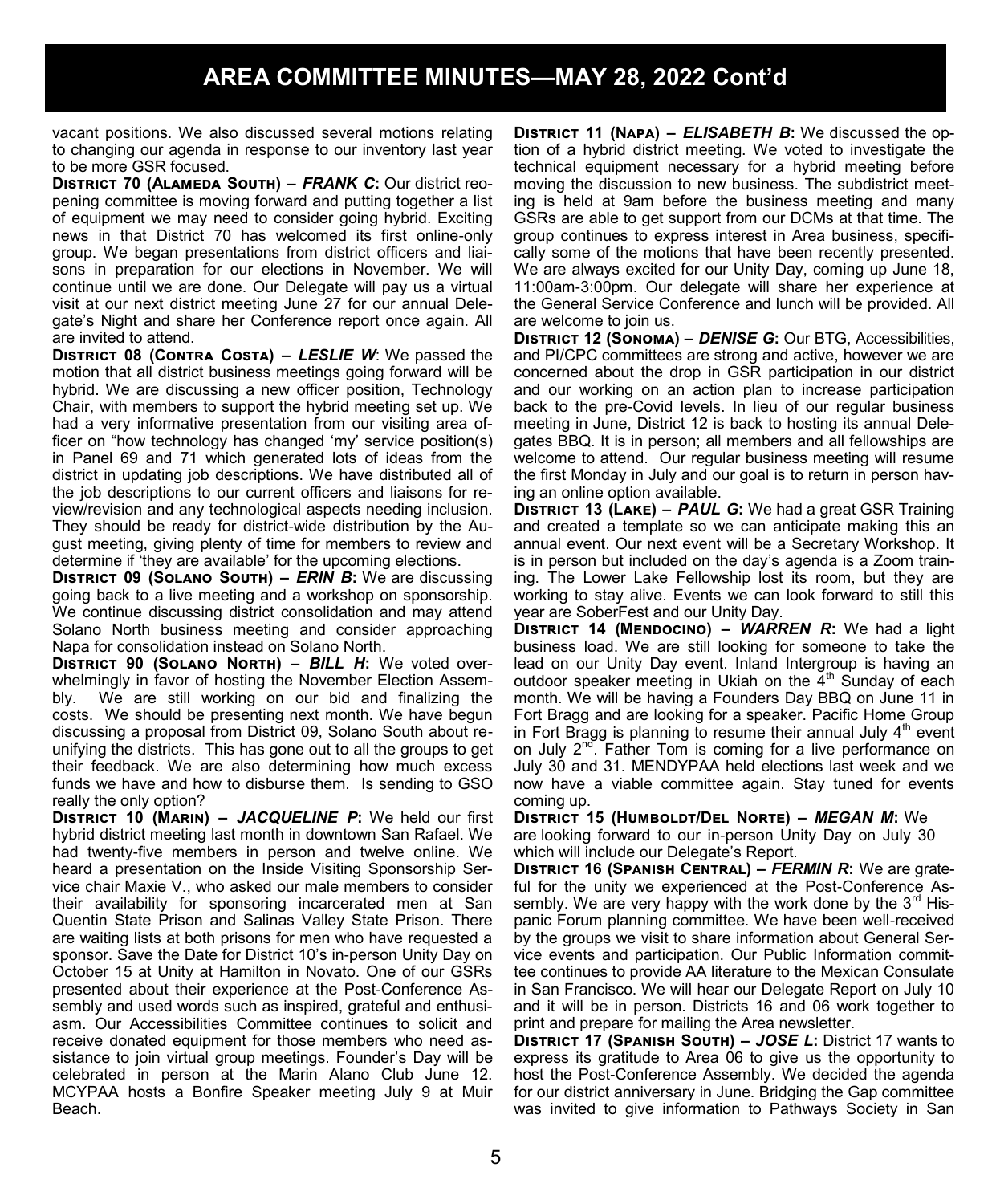## AREA COMMITTEE MINUTES—MAY 28, 2022 Cont'd

vacant positions. We also discussed several motions relating to changing our agenda in response to our inventory last year to be more GSR focused.

**District 70 (Alameda South) – *FRANK C*:** Our district reopening committee is moving forward and putting together a list of equipment we may need to consider going hybrid. Exciting news in that District 70 has welcomed its first online-only group. We began presentations from district officers and liaisons in preparation for our elections in November. We will continue until we are done. Our Delegate will pay us a virtual visit at our next district meeting June 27 for our annual Delegate's Night and share her Conference report once again. All are invited to attend.

**District 08 (Contra Costa) – *LESLIE W*:** We passed the motion that all district business meetings going forward will be hybrid. We are discussing a new officer position, Technology Chair, with members to support the hybrid meeting set up. We had a very informative presentation from our visiting area officer on "how technology has changed 'my' service position(s) in Panel 69 and 71 which generated lots of ideas from the district in updating job descriptions. We have distributed all of the job descriptions to our current officers and liaisons for review/revision and any technological aspects needing inclusion. They should be ready for district-wide distribution by the August meeting, giving plenty of time for members to review and determine if 'they are available' for the upcoming elections.

**District 09 (Solano South) – *ERIN B*:** We are discussing going back to a live meeting and a workshop on sponsorship. We continue discussing district consolidation and may attend Solano North business meeting and consider approaching Napa for consolidation instead on Solano North.

**District 90 (Solano North) – *BILL H*:** We voted overwhelmingly in favor of hosting the November Election Assembly. We are still working on our bid and finalizing the costs. We should be presenting next month. We have begun discussing a proposal from District 09, Solano South about reunifying the districts. This has gone out to all the groups to get their feedback. We are also determining how much excess funds we have and how to disburse them. Is sending to GSO really the only option?

**District 10 (Marin) – *JACQUELINE P*:** We held our first hybrid district meeting last month in downtown San Rafael. We had twenty-five members in person and twelve online. We heard a presentation on the Inside Visiting Sponsorship Service chair Maxie V., who asked our male members to consider their availability for sponsoring incarcerated men at San Quentin State Prison and Salinas Valley State Prison. There are waiting lists at both prisons for men who have requested a sponsor. Save the Date for District 10's in-person Unity Day on October 15 at Unity at Hamilton in Novato. One of our GSRs presented about their experience at the Post-Conference Assembly and used words such as inspired, grateful and enthusiasm. Our Accessibilities Committee continues to solicit and receive donated equipment for those members who need assistance to join virtual group meetings. Founder's Day will be celebrated in person at the Marin Alano Club June 12. MCYPAA hosts a Bonfire Speaker meeting July 9 at Muir Beach.

**District 11 (Napa) – *ELISABETH B*:** We discussed the option of a hybrid district meeting. We voted to investigate the technical equipment necessary for a hybrid meeting before moving the discussion to new business. The subdistrict meeting is held at 9am before the business meeting and many GSRs are able to get support from our DCMs at that time. The group continues to express interest in Area business, specifically some of the motions that have been recently presented. We are always excited for our Unity Day, coming up June 18, 11:00am-3:00pm. Our delegate will share her experience at the General Service Conference and lunch will be provided. All are welcome to join us.

**District 12 (Sonoma) – *DENISE G*:** Our BTG, Accessibilities, and PI/CPC committees are strong and active, however we are concerned about the drop in GSR participation in our district and our working on an action plan to increase participation back to the pre-Covid levels. In lieu of our regular business meeting in June, District 12 is back to hosting its annual Delegates BBQ. It is in person; all members and all fellowships are welcome to attend. Our regular business meeting will resume the first Monday in July and our goal is to return in person having an online option available.

**District 13 (Lake) – *PAUL G*:** We had a great GSR Training and created a template so we can anticipate making this an annual event. Our next event will be a Secretary Workshop. It is in person but included on the day's agenda is a Zoom training. The Lower Lake Fellowship lost its room, but they are working to stay alive. Events we can look forward to still this year are SoberFest and our Unity Day.

**District 14 (Mendocino) – *WARREN R*:** We had a light business load. We are still looking for someone to take the lead on our Unity Day event. Inland Intergroup is having an outdoor speaker meeting in Ukiah on the 4th Sunday of each month. We will be having a Founders Day BBQ on June 11 in Fort Bragg and are looking for a speaker. Pacific Home Group in Fort Bragg is planning to resume their annual July 4th event on July 2nd. Father Tom is coming for a live performance on July 30 and 31. MENDYPAA held elections last week and we now have a viable committee again. Stay tuned for events coming up.

**District 15 (Humboldt/Del Norte) – *MEGAN M*:** We are looking forward to our in-person Unity Day on July 30 which will include our Delegate's Report.

**District 16 (Spanish Central) – *FERMIN R*:** We are grateful for the unity we experienced at the Post-Conference Assembly. We are very happy with the work done by the 3rd Hispanic Forum planning committee. We have been well-received by the groups we visit to share information about General Service events and participation. Our Public Information committee continues to provide AA literature to the Mexican Consulate in San Francisco. We will hear our Delegate Report on July 10 and it will be in person. Districts 16 and 06 work together to print and prepare for mailing the Area newsletter.

**District 17 (Spanish South) – *JOSE L*:** District 17 wants to express its gratitude to Area 06 to give us the opportunity to host the Post-Conference Assembly. We decided the agenda for our district anniversary in June. Bridging the Gap committee was invited to give information to Pathways Society in San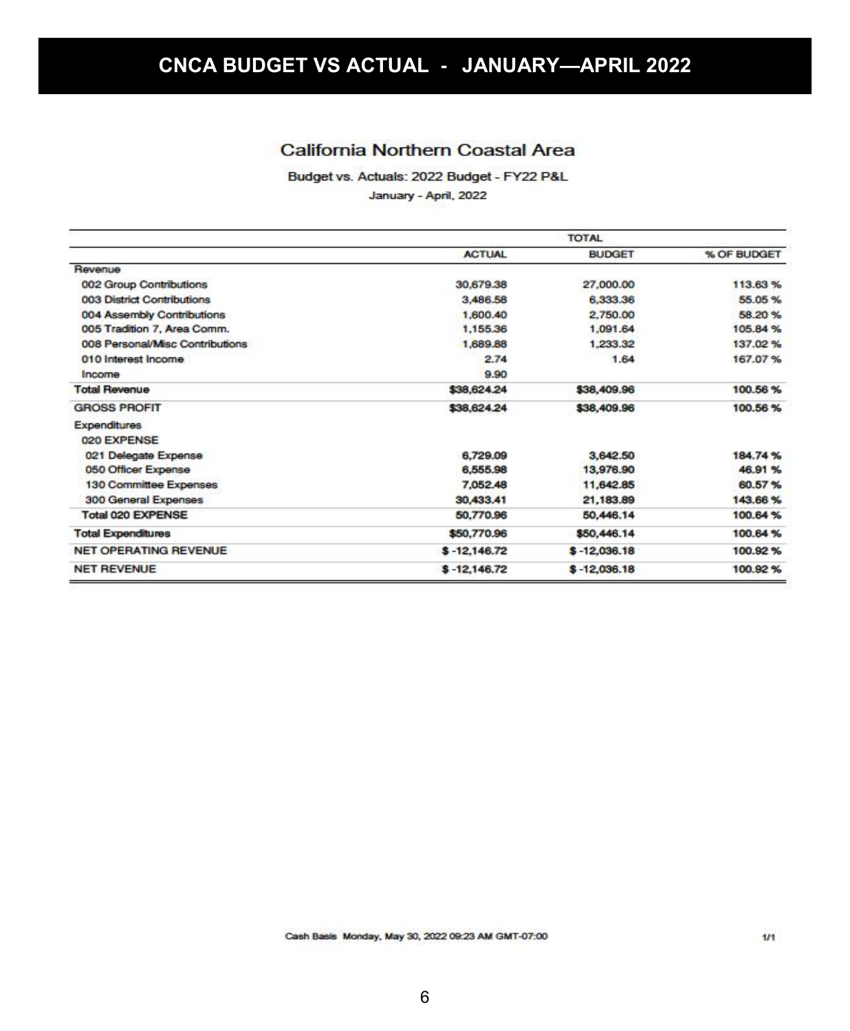# CNCA BUDGET VS ACTUAL - JANUARY—APRIL 2022

## California Northern Coastal Area

Budget vs. Actuals: 2022 Budget - FY22 P&L

January - April, 2022

| | TOTAL | | |
|---|---|---|---|
| | ACTUAL | BUDGET | % OF BUDGET |
| **Revenue** | | | |
| 002 Group Contributions | 30,679.38 | 27,000.00 | 113.63 % |
| 003 District Contributions | 3,486.58 | 6,333.36 | 55.05 % |
| 004 Assembly Contributions | 1,600.40 | 2,750.00 | 58.20 % |
| 005 Tradition 7, Area Comm. | 1,155.36 | 1,091.64 | 105.84 % |
| 008 Personal/Misc Contributions | 1,689.88 | 1,233.32 | 137.02 % |
| 010 Interest Income | 2.74 | 1.64 | 167.07 % |
| Income | 9.90 | | |
| **Total Revenue** | **$38,624.24** | **$38,409.96** | **100.56 %** |
| GROSS PROFIT | $38,624.24 | $38,409.96 | 100.56 % |
| **Expenditures** | | | |
| 020 EXPENSE | | | |
| 021 Delegate Expense | 6,729.09 | 3,642.50 | 184.74 % |
| 050 Officer Expense | 6,555.98 | 13,976.90 | 46.91 % |
| 130 Committee Expenses | 7,052.48 | 11,642.85 | 60.57 % |
| 300 General Expenses | 30,433.41 | 21,183.89 | 143.66 % |
| Total 020 EXPENSE | 50,770.96 | 50,446.14 | 100.64 % |
| **Total Expenditures** | **$50,770.96** | **$50,446.14** | **100.64 %** |
| NET OPERATING REVENUE | $ -12,146.72 | $ -12,036.18 | 100.92 % |
| NET REVENUE | $ -12,146.72 | $ -12,036.18 | 100.92 % |

Cash Basis Monday, May 30, 2022 09:23 AM GMT-07:00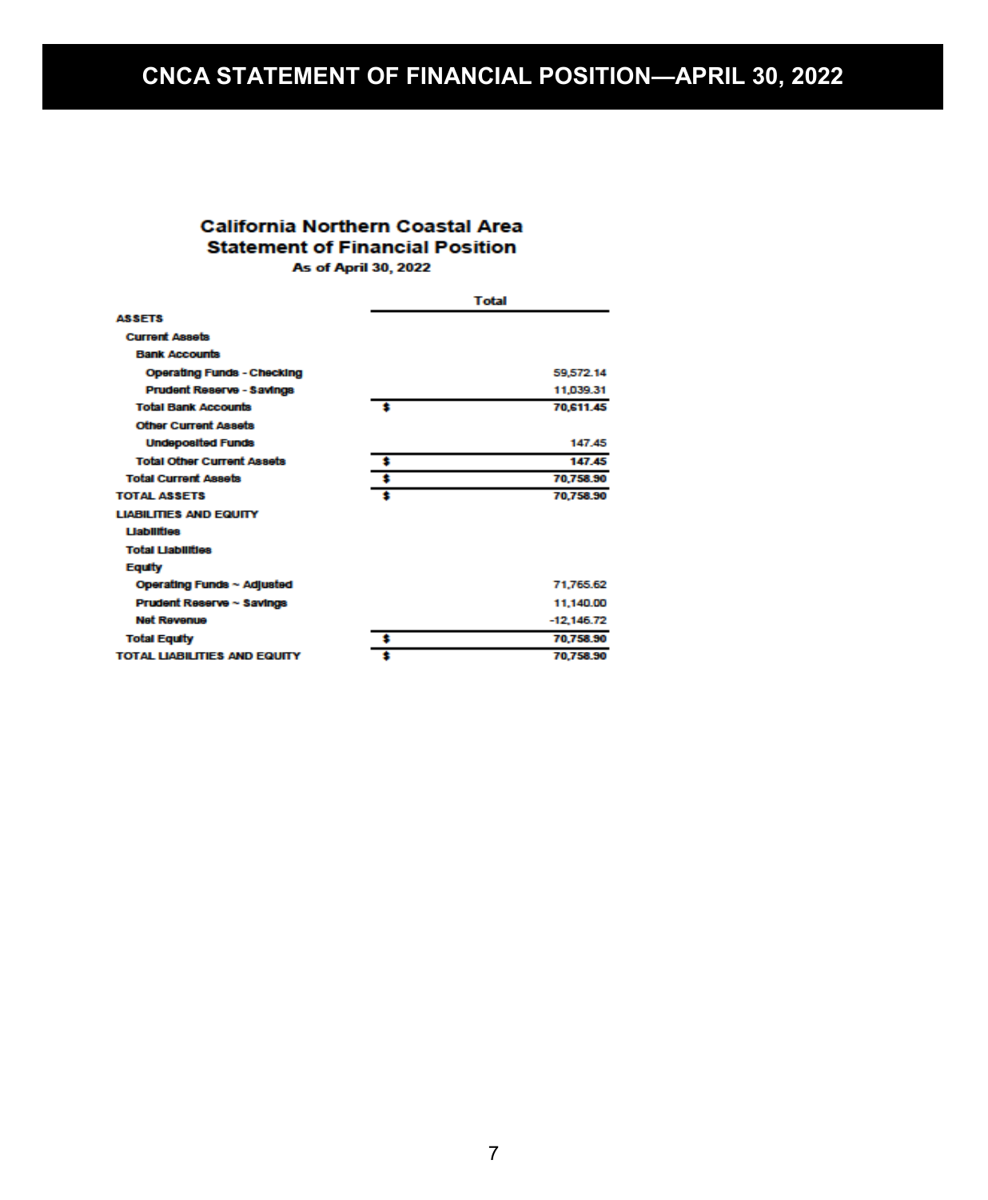# CNCA STATEMENT OF FINANCIAL POSITION—APRIL 30, 2022

**California Northern Coastal Area**
**Statement of Financial Position**
**As of April 30, 2022**

| | Total |
|---|---|
| **ASSETS** | |
| **Current Assets** | |
| **Bank Accounts** | |
| Operating Funds - Checking | 59,572.14 |
| Prudent Reserve - Savings | 11,039.31 |
| **Total Bank Accounts** | **$ 70,611.45** |
| **Other Current Assets** | |
| Undeposited Funds | 147.45 |
| **Total Other Current Assets** | **$ 147.45** |
| **Total Current Assets** | **$ 70,758.90** |
| **TOTAL ASSETS** | **$ 70,758.90** |
| **LIABILITIES AND EQUITY** | |
| **Liabilities** | |
| **Total Liabilities** | |
| **Equity** | |
| Operating Funds ~ Adjusted | 71,765.62 |
| Prudent Reserve ~ Savings | 11,140.00 |
| Net Revenue | -12,146.72 |
| **Total Equity** | **$ 70,758.90** |
| **TOTAL LIABILITIES AND EQUITY** | **$ 70,758.90** |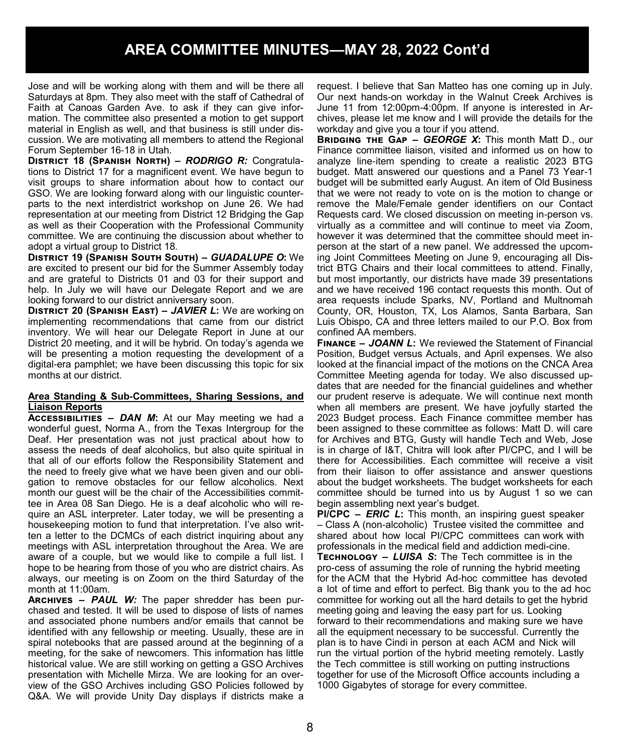# AREA COMMITTEE MINUTES—MAY 28, 2022 Cont'd

Jose and will be working along with them and will be there all Saturdays at 8pm. They also meet with the staff of Cathedral of Faith at Canoas Garden Ave. to ask if they can give information. The committee also presented a motion to get support material in English as well, and that business is still under discussion. We are motivating all members to attend the Regional Forum September 16-18 in Utah.

**DISTRICT 18 (SPANISH NORTH) – *RODRIGO R:*** Congratulations to District 17 for a magnificent event. We have begun to visit groups to share information about how to contact our GSO. We are looking forward along with our linguistic counterparts to the next interdistrict workshop on June 26. We had representation at our meeting from District 12 Bridging the Gap as well as their Cooperation with the Professional Community committee. We are continuing the discussion about whether to adopt a virtual group to District 18.

**DISTRICT 19 (SPANISH SOUTH SOUTH) – *GUADALUPE O*:** We are excited to present our bid for the Summer Assembly today and are grateful to Districts 01 and 03 for their support and help. In July we will have our Delegate Report and we are looking forward to our district anniversary soon.

**DISTRICT 20 (SPANISH EAST) – *JAVIER L*:** We are working on implementing recommendations that came from our district inventory. We will hear our Delegate Report in June at our District 20 meeting, and it will be hybrid. On today's agenda we will be presenting a motion requesting the development of a digital-era pamphlet; we have been discussing this topic for six months at our district.

## Area Standing & Sub-Committees, Sharing Sessions, and Liaison Reports

**ACCESSIBILITIES – *DAN M*:** At our May meeting we had a wonderful guest, Norma A., from the Texas Intergroup for the Deaf. Her presentation was not just practical about how to assess the needs of deaf alcoholics, but also quite spiritual in that all of our efforts follow the Responsibility Statement and the need to freely give what we have been given and our obligation to remove obstacles for our fellow alcoholics. Next month our guest will be the chair of the Accessibilities committee in Area 08 San Diego. He is a deaf alcoholic who will require an ASL interpreter. Later today, we will be presenting a housekeeping motion to fund that interpretation. I've also written a letter to the DCMCs of each district inquiring about any meetings with ASL interpretation throughout the Area. We are aware of a couple, but we would like to compile a full list. I hope to be hearing from those of you who are district chairs. As always, our meeting is on Zoom on the third Saturday of the month at 11:00am.

**ARCHIVES – *PAUL W:*** The paper shredder has been purchased and tested. It will be used to dispose of lists of names and associated phone numbers and/or emails that cannot be identified with any fellowship or meeting. Usually, these are in spiral notebooks that are passed around at the beginning of a meeting, for the sake of newcomers. This information has little historical value. We are still working on getting a GSO Archives presentation with Michelle Mirza. We are looking for an overview of the GSO Archives including GSO Policies followed by Q&A. We will provide Unity Day displays if districts make a request. I believe that San Matteo has one coming up in July. Our next hands-on workday in the Walnut Creek Archives is June 11 from 12:00pm-4:00pm. If anyone is interested in Archives, please let me know and I will provide the details for the workday and give you a tour if you attend.

**BRIDGING THE GAP – *GEORGE X*:** This month Matt D., our Finance committee liaison, visited and informed us on how to analyze line-item spending to create a realistic 2023 BTG budget. Matt answered our questions and a Panel 73 Year-1 budget will be submitted early August. An item of Old Business that we were not ready to vote on is the motion to change or remove the Male/Female gender identifiers on our Contact Requests card. We closed discussion on meeting in-person vs. virtually as a committee and will continue to meet via Zoom, however it was determined that the committee should meet in-person at the start of a new panel. We addressed the upcoming Joint Committees Meeting on June 9, encouraging all District BTG Chairs and their local committees to attend. Finally, but most importantly, our districts have made 39 presentations and we have received 196 contact requests this month. Out of area requests include Sparks, NV, Portland and Multnomah County, OR, Houston, TX, Los Alamos, Santa Barbara, San Luis Obispo, CA and three letters mailed to our P.O. Box from confined AA members.

**FINANCE – *JOANN L*:** We reviewed the Statement of Financial Position, Budget versus Actuals, and April expenses. We also looked at the financial impact of the motions on the CNCA Area Committee Meeting agenda for today. We also discussed updates that are needed for the financial guidelines and whether our prudent reserve is adequate. We will continue next month when all members are present. We have joyfully started the 2023 Budget process. Each Finance committee member has been assigned to these committee as follows: Matt D. will care for Archives and BTG, Gusty will handle Tech and Web, Jose is in charge of I&T, Chitra will look after PI/CPC, and I will be there for Accessibilities. Each committee will receive a visit from their liaison to offer assistance and answer questions about the budget worksheets. The budget worksheets for each committee should be turned into us by August 1 so we can begin assembling next year's budget.

**PI/CPC – *ERIC L*:** This month, an inspiring guest speaker – Class A (non-alcoholic) Trustee visited the committee and shared about how local PI/CPC committees can work with professionals in the medical field and addiction medi-cine.

**TECHNOLOGY – *LUISA S*:** The Tech committee is in the pro-cess of assuming the role of running the hybrid meeting for the ACM that the Hybrid Ad-hoc committee has devoted a lot of time and effort to perfect. Big thank you to the ad hoc committee for working out all the hard details to get the hybrid meeting going and leaving the easy part for us. Looking forward to their recommendations and making sure we have all the equipment necessary to be successful. Currently the plan is to have Cindi in person at each ACM and Nick will run the virtual portion of the hybrid meeting remotely. Lastly the Tech committee is still working on putting instructions together for use of the Microsoft Office accounts including a 1000 Gigabytes of storage for every committee.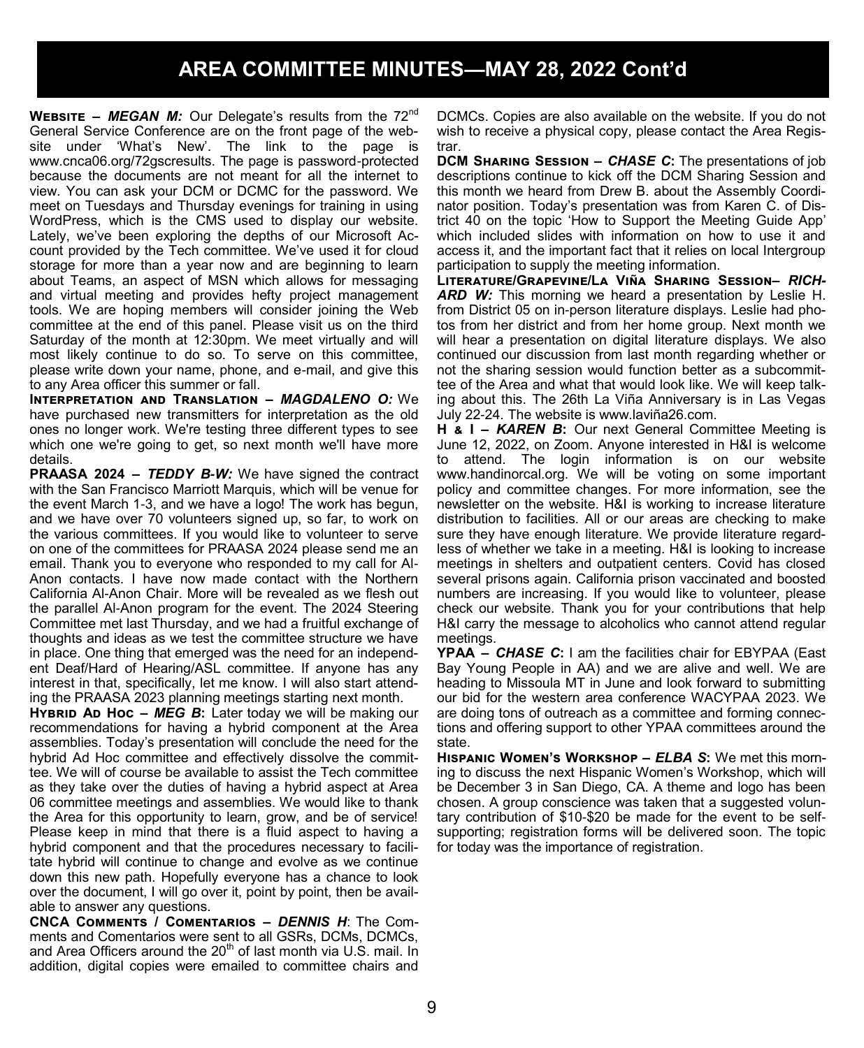# AREA COMMITTEE MINUTES—MAY 28, 2022 Cont'd

**Website – *MEGAN M:*** Our Delegate's results from the 72nd General Service Conference are on the front page of the website under 'What's New'. The link to the page is www.cnca06.org/72gscresults. The page is password-protected because the documents are not meant for all the internet to view. You can ask your DCM or DCMC for the password. We meet on Tuesdays and Thursday evenings for training in using WordPress, which is the CMS used to display our website. Lately, we've been exploring the depths of our Microsoft Account provided by the Tech committee. We've used it for cloud storage for more than a year now and are beginning to learn about Teams, an aspect of MSN which allows for messaging and virtual meeting and provides hefty project management tools. We are hoping members will consider joining the Web committee at the end of this panel. Please visit us on the third Saturday of the month at 12:30pm. We meet virtually and will most likely continue to do so. To serve on this committee, please write down your name, phone, and e-mail, and give this to any Area officer this summer or fall.

**Interpretation and Translation – *MAGDALENO O:*** We have purchased new transmitters for interpretation as the old ones no longer work. We're testing three different types to see which one we're going to get, so next month we'll have more details.

**PRAASA 2024 – *TEDDY B-W:*** We have signed the contract with the San Francisco Marriott Marquis, which will be venue for the event March 1-3, and we have a logo! The work has begun, and we have over 70 volunteers signed up, so far, to work on the various committees. If you would like to volunteer to serve on one of the committees for PRAASA 2024 please send me an email. Thank you to everyone who responded to my call for Al-Anon contacts. I have now made contact with the Northern California Al-Anon Chair. More will be revealed as we flesh out the parallel Al-Anon program for the event. The 2024 Steering Committee met last Thursday, and we had a fruitful exchange of thoughts and ideas as we test the committee structure we have in place. One thing that emerged was the need for an independent Deaf/Hard of Hearing/ASL committee. If anyone has any interest in that, specifically, let me know. I will also start attending the PRAASA 2023 planning meetings starting next month.

**Hybrid Ad Hoc – *MEG B*:** Later today we will be making our recommendations for having a hybrid component at the Area assemblies. Today's presentation will conclude the need for the hybrid Ad Hoc committee and effectively dissolve the committee. We will of course be available to assist the Tech committee as they take over the duties of having a hybrid aspect at Area 06 committee meetings and assemblies. We would like to thank the Area for this opportunity to learn, grow, and be of service! Please keep in mind that there is a fluid aspect to having a hybrid component and that the procedures necessary to facilitate hybrid will continue to change and evolve as we continue down this new path. Hopefully everyone has a chance to look over the document, I will go over it, point by point, then be available to answer any questions.

**CNCA Comments / Comentarios – *DENNIS H*:** The Comments and Comentarios were sent to all GSRs, DCMs, DCMCs, and Area Officers around the 20th of last month via U.S. mail. In addition, digital copies were emailed to committee chairs and DCMCs. Copies are also available on the website. If you do not wish to receive a physical copy, please contact the Area Registrar.

**DCM Sharing Session – *CHASE C*:** The presentations of job descriptions continue to kick off the DCM Sharing Session and this month we heard from Drew B. about the Assembly Coordinator position. Today's presentation was from Karen C. of District 40 on the topic 'How to Support the Meeting Guide App' which included slides with information on how to use it and access it, and the important fact that it relies on local Intergroup participation to supply the meeting information.

**Literature/Grapevine/La Viña Sharing Session– *RICHARD W:*** This morning we heard a presentation by Leslie H. from District 05 on in-person literature displays. Leslie had photos from her district and from her home group. Next month we will hear a presentation on digital literature displays. We also continued our discussion from last month regarding whether or not the sharing session would function better as a subcommittee of the Area and what that would look like. We will keep talking about this. The 26th La Viña Anniversary is in Las Vegas July 22-24. The website is www.laviña26.com.

**H & I – *KAREN B*:** Our next General Committee Meeting is June 12, 2022, on Zoom. Anyone interested in H&I is welcome to attend. The login information is on our website www.handinorcal.org. We will be voting on some important policy and committee changes. For more information, see the newsletter on the website. H&I is working to increase literature distribution to facilities. All or our areas are checking to make sure they have enough literature. We provide literature regardless of whether we take in a meeting. H&I is looking to increase meetings in shelters and outpatient centers. Covid has closed several prisons again. California prison vaccinated and boosted numbers are increasing. If you would like to volunteer, please check our website. Thank you for your contributions that help H&I carry the message to alcoholics who cannot attend regular meetings.

**YPAA – *CHASE C*:** I am the facilities chair for EBYPAA (East Bay Young People in AA) and we are alive and well. We are heading to Missoula MT in June and look forward to submitting our bid for the western area conference WACYPAA 2023. We are doing tons of outreach as a committee and forming connections and offering support to other YPAA committees around the state.

**Hispanic Women's Workshop – *ELBA S*:** We met this morning to discuss the next Hispanic Women's Workshop, which will be December 3 in San Diego, CA. A theme and logo has been chosen. A group conscience was taken that a suggested voluntary contribution of $10-$20 be made for the event to be self-supporting; registration forms will be delivered soon. The topic for today was the importance of registration.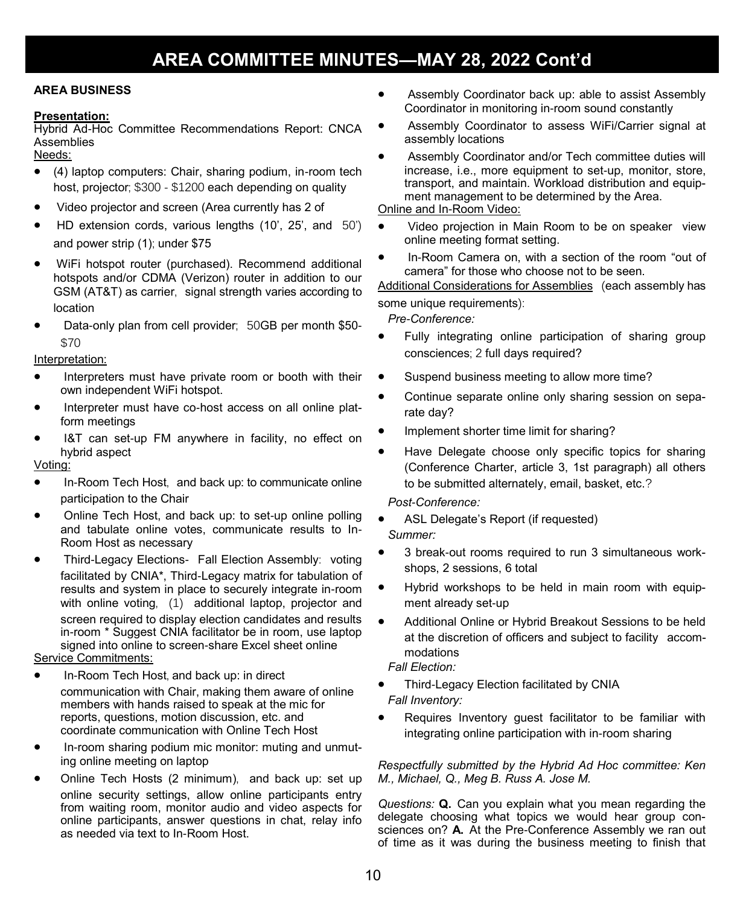# AREA COMMITTEE MINUTES—MAY 28, 2022 Cont'd

**AREA BUSINESS**

**Presentation:**

Hybrid Ad-Hoc Committee Recommendations Report: CNCA Assemblies

Needs:

- (4) laptop computers: Chair, sharing podium, in-room tech host, projector; $300 - $1200 each depending on quality
- Video projector and screen (Area currently has 2 of
- HD extension cords, various lengths (10', 25', and 50') and power strip (1); under $75
- WiFi hotspot router (purchased). Recommend additional hotspots and/or CDMA (Verizon) router in addition to our GSM (AT&T) as carrier, signal strength varies according to location
- Data-only plan from cell provider; 50GB per month $50-$70

Interpretation:

- Interpreters must have private room or booth with their own independent WiFi hotspot.
- Interpreter must have co-host access on all online platform meetings
- I&T can set-up FM anywhere in facility, no effect on hybrid aspect

Voting:

- In-Room Tech Host, and back up: to communicate online participation to the Chair
- Online Tech Host, and back up: to set-up online polling and tabulate online votes, communicate results to In-Room Host as necessary
- Third-Legacy Elections- Fall Election Assembly: voting facilitated by CNIA*, Third-Legacy matrix for tabulation of results and system in place to securely integrate in-room with online voting, (1) additional laptop, projector and screen required to display election candidates and results in-room * Suggest CNIA facilitator be in room, use laptop signed into online to screen-share Excel sheet online

Service Commitments:

- In-Room Tech Host, and back up: in direct communication with Chair, making them aware of online members with hands raised to speak at the mic for reports, questions, motion discussion, etc. and coordinate communication with Online Tech Host
- In-room sharing podium mic monitor: muting and unmuting online meeting on laptop
- Online Tech Hosts (2 minimum), and back up: set up online security settings, allow online participants entry from waiting room, monitor audio and video aspects for online participants, answer questions in chat, relay info as needed via text to In-Room Host.
- Assembly Coordinator back up: able to assist Assembly Coordinator in monitoring in-room sound constantly
- Assembly Coordinator to assess WiFi/Carrier signal at assembly locations
- Assembly Coordinator and/or Tech committee duties will increase, i.e., more equipment to set-up, monitor, store, transport, and maintain. Workload distribution and equipment management to be determined by the Area.

Online and In-Room Video:

- Video projection in Main Room to be on speaker view online meeting format setting.
- In-Room Camera on, with a section of the room "out of camera" for those who choose not to be seen.

Additional Considerations for Assemblies (each assembly has some unique requirements):

*Pre-Conference:*

- Fully integrating online participation of sharing group consciences; 2 full days required?
- Suspend business meeting to allow more time?
- Continue separate online only sharing session on separate day?
- Implement shorter time limit for sharing?
- Have Delegate choose only specific topics for sharing (Conference Charter, article 3, 1st paragraph) all others to be submitted alternately, email, basket, etc.?

*Post-Conference:*

- ASL Delegate's Report (if requested)

*Summer:*

- 3 break-out rooms required to run 3 simultaneous workshops, 2 sessions, 6 total
- Hybrid workshops to be held in main room with equipment already set-up
- Additional Online or Hybrid Breakout Sessions to be held at the discretion of officers and subject to facility accommodations

*Fall Election:*

- Third-Legacy Election facilitated by CNIA

*Fall Inventory:*

- Requires Inventory guest facilitator to be familiar with integrating online participation with in-room sharing

*Respectfully submitted by the Hybrid Ad Hoc committee: Ken M., Michael, Q., Meg B. Russ A. Jose M.*

*Questions:* **Q.** Can you explain what you mean regarding the delegate choosing what topics we would hear group consciences on? **A.** At the Pre-Conference Assembly we ran out of time as it was during the business meeting to finish that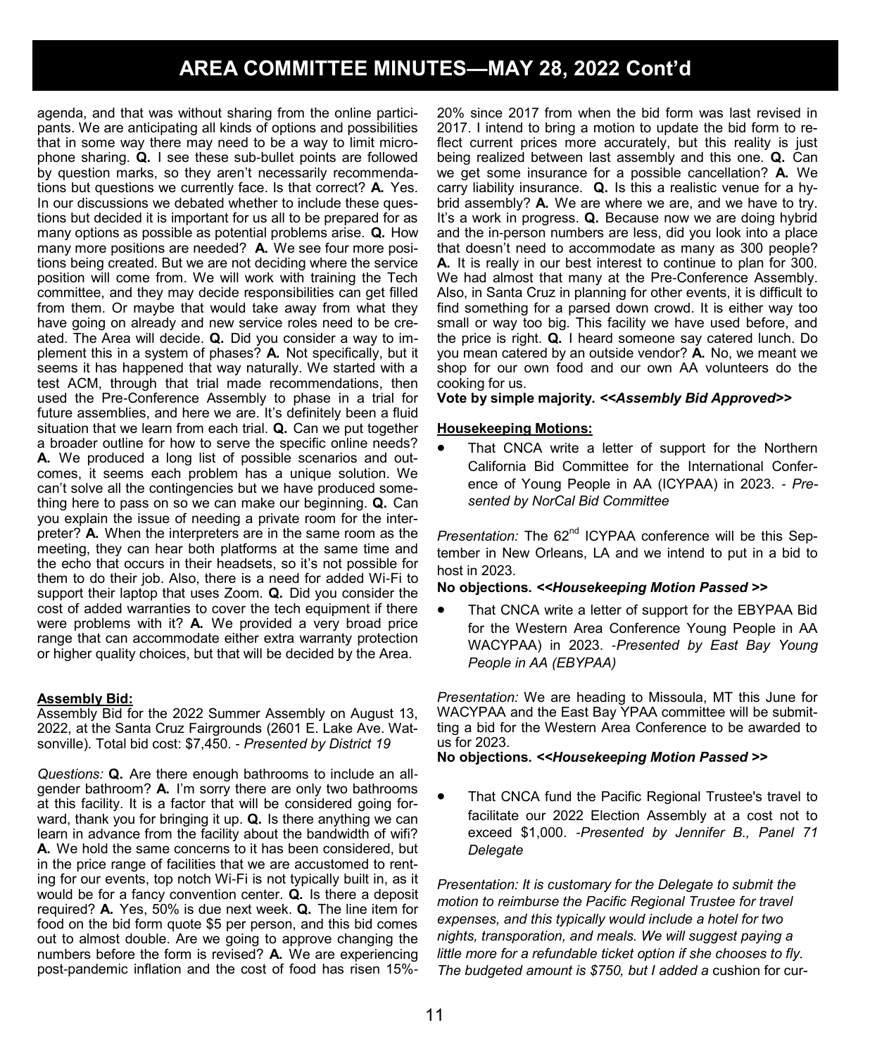## AREA COMMITTEE MINUTES—MAY 28, 2022 Cont'd

agenda, and that was without sharing from the online participants. We are anticipating all kinds of options and possibilities that in some way there may need to be a way to limit microphone sharing. **Q.** I see these sub-bullet points are followed by question marks, so they aren't necessarily recommendations but questions we currently face. Is that correct? **A.** Yes. In our discussions we debated whether to include these questions but decided it is important for us all to be prepared for as many options as possible as potential problems arise. **Q.** How many more positions are needed? **A.** We see four more positions being created. But we are not deciding where the service position will come from. We will work with training the Tech committee, and they may decide responsibilities can get filled from them. Or maybe that would take away from what they have going on already and new service roles need to be created. The Area will decide. **Q.** Did you consider a way to implement this in a system of phases? **A.** Not specifically, but it seems it has happened that way naturally. We started with a test ACM, through that trial made recommendations, then used the Pre-Conference Assembly to phase in a trial for future assemblies, and here we are. It's definitely been a fluid situation that we learn from each trial. **Q.** Can we put together a broader outline for how to serve the specific online needs? **A.** We produced a long list of possible scenarios and outcomes, it seems each problem has a unique solution. We can't solve all the contingencies but we have produced something here to pass on so we can make our beginning. **Q.** Can you explain the issue of needing a private room for the interpreter? **A.** When the interpreters are in the same room as the meeting, they can hear both platforms at the same time and the echo that occurs in their headsets, so it's not possible for them to do their job. Also, there is a need for added Wi-Fi to support their laptop that uses Zoom. **Q.** Did you consider the cost of added warranties to cover the tech equipment if there were problems with it? **A.** We provided a very broad price range that can accommodate either extra warranty protection or higher quality choices, but that will be decided by the Area.

**Assembly Bid:**

Assembly Bid for the 2022 Summer Assembly on August 13, 2022, at the Santa Cruz Fairgrounds (2601 E. Lake Ave. Watsonville). Total bid cost: $7,450. - *Presented by District 19*

*Questions:* **Q.** Are there enough bathrooms to include an all-gender bathroom? **A.** I'm sorry there are only two bathrooms at this facility. It is a factor that will be considered going forward, thank you for bringing it up. **Q.** Is there anything we can learn in advance from the facility about the bandwidth of wifi? **A.** We hold the same concerns to it has been considered, but in the price range of facilities that we are accustomed to renting for our events, top notch Wi-Fi is not typically built in, as it would be for a fancy convention center. **Q.** Is there a deposit required? **A.** Yes, 50% is due next week. **Q.** The line item for food on the bid form quote $5 per person, and this bid comes out to almost double. Are we going to approve changing the numbers before the form is revised? **A.** We are experiencing post-pandemic inflation and the cost of food has risen 15%-20% since 2017 from when the bid form was last revised in 2017. I intend to bring a motion to update the bid form to reflect current prices more accurately, but this reality is just being realized between last assembly and this one. **Q.** Can we get some insurance for a possible cancellation? **A.** We carry liability insurance. **Q.** Is this a realistic venue for a hybrid assembly? **A.** We are where we are, and we have to try. It's a work in progress. **Q.** Because now we are doing hybrid and the in-person numbers are less, did you look into a place that doesn't need to accommodate as many as 300 people? **A.** It is really in our best interest to continue to plan for 300. We had almost that many at the Pre-Conference Assembly. Also, in Santa Cruz in planning for other events, it is difficult to find something for a parsed down crowd. It is either way too small or way too big. This facility we have used before, and the price is right. **Q.** I heard someone say catered lunch. Do you mean catered by an outside vendor? **A.** No, we meant we shop for our own food and our own AA volunteers do the cooking for us.

**Vote by simple majority. *<<Assembly Bid Approved>>***

**Housekeeping Motions:**

- That CNCA write a letter of support for the Northern California Bid Committee for the International Conference of Young People in AA (ICYPAA) in 2023. - *Presented by NorCal Bid Committee*

*Presentation:* The 62nd ICYPAA conference will be this September in New Orleans, LA and we intend to put in a bid to host in 2023.

**No objections. *<<Housekeeping Motion Passed >>***

- That CNCA write a letter of support for the EBYPAA Bid for the Western Area Conference Young People in AA WACYPAA) in 2023. -*Presented by East Bay Young People in AA (EBYPAA)*

*Presentation:* We are heading to Missoula, MT this June for WACYPAA and the East Bay YPAA committee will be submitting a bid for the Western Area Conference to be awarded to us for 2023.

**No objections. *<<Housekeeping Motion Passed >>***

- That CNCA fund the Pacific Regional Trustee's travel to facilitate our 2022 Election Assembly at a cost not to exceed $1,000. -*Presented by Jennifer B., Panel 71 Delegate*

*Presentation: It is customary for the Delegate to submit the motion to reimburse the Pacific Regional Trustee for travel expenses, and this typically would include a hotel for two nights, transporation, and meals. We will suggest paying a little more for a refundable ticket option if she chooses to fly. The budgeted amount is $750, but I added a* cushion for cur-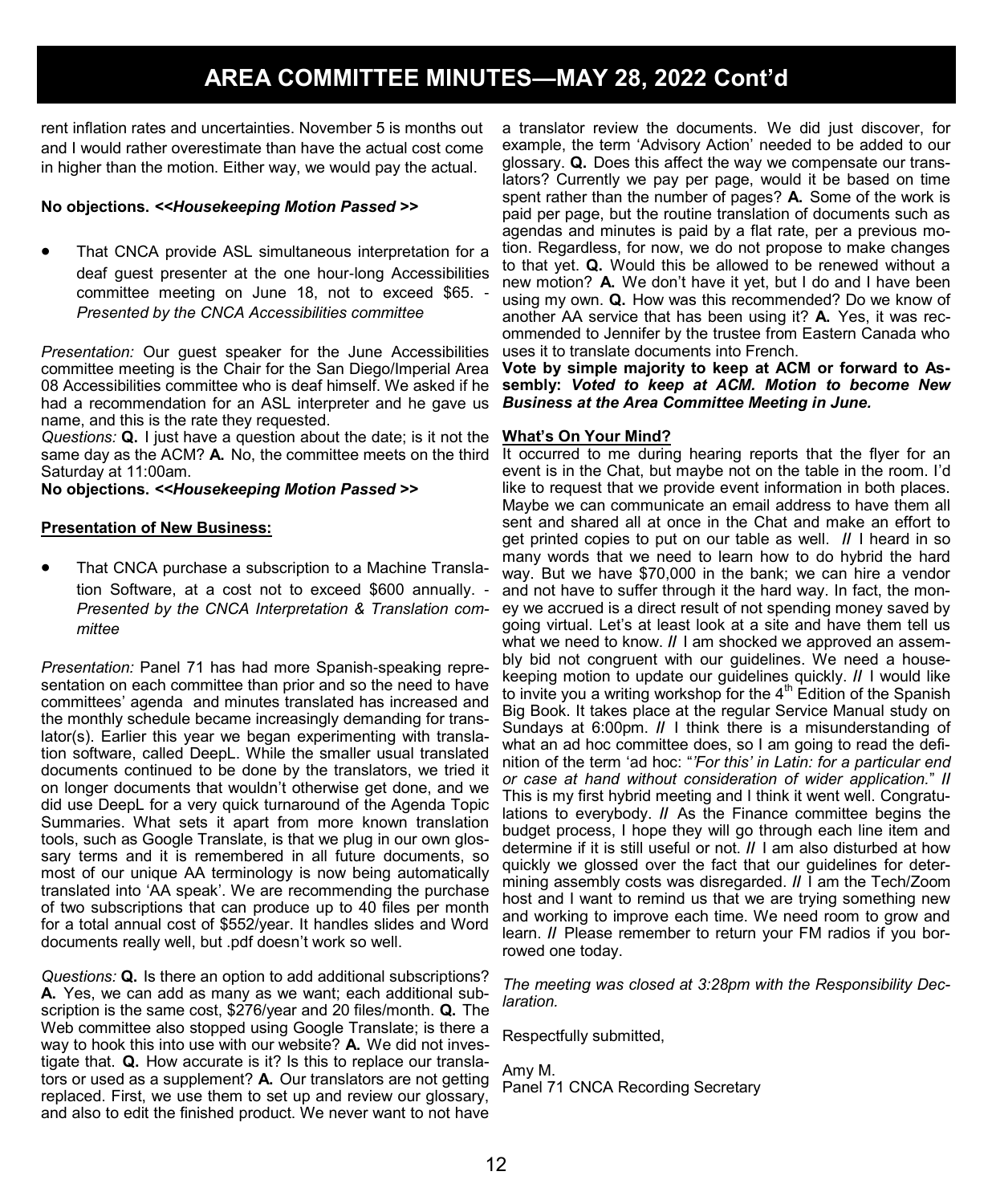# AREA COMMITTEE MINUTES—MAY 28, 2022 Cont'd

rent inflation rates and uncertainties. November 5 is months out and I would rather overestimate than have the actual cost come in higher than the motion. Either way, we would pay the actual.

**No objections.** ***<<Housekeeping Motion Passed >>***

- That CNCA provide ASL simultaneous interpretation for a deaf guest presenter at the one hour-long Accessibilities committee meeting on June 18, not to exceed \$65. - *Presented by the CNCA Accessibilities committee*

*Presentation:* Our guest speaker for the June Accessibilities committee meeting is the Chair for the San Diego/Imperial Area 08 Accessibilities committee who is deaf himself. We asked if he had a recommendation for an ASL interpreter and he gave us name, and this is the rate they requested.

*Questions:* **Q.** I just have a question about the date; is it not the same day as the ACM? **A.** No, the committee meets on the third Saturday at 11:00am.

**No objections.** ***<<Housekeeping Motion Passed >>***

**Presentation of New Business:**

- That CNCA purchase a subscription to a Machine Translation Software, at a cost not to exceed \$600 annually. - *Presented by the CNCA Interpretation & Translation committee*

*Presentation:* Panel 71 has had more Spanish-speaking representation on each committee than prior and so the need to have committees' agenda and minutes translated has increased and the monthly schedule became increasingly demanding for translator(s). Earlier this year we began experimenting with translation software, called DeepL. While the smaller usual translated documents continued to be done by the translators, we tried it on longer documents that wouldn't otherwise get done, and we did use DeepL for a very quick turnaround of the Agenda Topic Summaries. What sets it apart from more known translation tools, such as Google Translate, is that we plug in our own glossary terms and it is remembered in all future documents, so most of our unique AA terminology is now being automatically translated into 'AA speak'. We are recommending the purchase of two subscriptions that can produce up to 40 files per month for a total annual cost of \$552/year. It handles slides and Word documents really well, but .pdf doesn't work so well.

*Questions:* **Q.** Is there an option to add additional subscriptions? **A.** Yes, we can add as many as we want; each additional subscription is the same cost, \$276/year and 20 files/month. **Q.** The Web committee also stopped using Google Translate; is there a way to hook this into use with our website? **A.** We did not investigate that. **Q.** How accurate is it? Is this to replace our translators or used as a supplement? **A.** Our translators are not getting replaced. First, we use them to set up and review our glossary, and also to edit the finished product. We never want to not have a translator review the documents. We did just discover, for example, the term 'Advisory Action' needed to be added to our glossary. **Q.** Does this affect the way we compensate our translators? Currently we pay per page, would it be based on time spent rather than the number of pages? **A.** Some of the work is paid per page, but the routine translation of documents such as agendas and minutes is paid by a flat rate, per a previous motion. Regardless, for now, we do not propose to make changes to that yet. **Q.** Would this be allowed to be renewed without a new motion? **A.** We don't have it yet, but I do and I have been using my own. **Q.** How was this recommended? Do we know of another AA service that has been using it? **A.** Yes, it was recommended to Jennifer by the trustee from Eastern Canada who uses it to translate documents into French.

**Vote by simple majority to keep at ACM or forward to Assembly:** ***Voted to keep at ACM. Motion to become New Business at the Area Committee Meeting in June.***

**What's On Your Mind?**

It occurred to me during hearing reports that the flyer for an event is in the Chat, but maybe not on the table in the room. I'd like to request that we provide event information in both places. Maybe we can communicate an email address to have them all sent and shared all at once in the Chat and make an effort to get printed copies to put on our table as well. **//** I heard in so many words that we need to learn how to do hybrid the hard way. But we have \$70,000 in the bank; we can hire a vendor and not have to suffer through it the hard way. In fact, the money we accrued is a direct result of not spending money saved by going virtual. Let's at least look at a site and have them tell us what we need to know. **//** I am shocked we approved an assembly bid not congruent with our guidelines. We need a housekeeping motion to update our guidelines quickly. **//** I would like to invite you a writing workshop for the 4th Edition of the Spanish Big Book. It takes place at the regular Service Manual study on Sundays at 6:00pm. **//** I think there is a misunderstanding of what an ad hoc committee does, so I am going to read the definition of the term 'ad hoc: "*'For this' in Latin: for a particular end or case at hand without consideration of wider application.*" **//** This is my first hybrid meeting and I think it went well. Congratulations to everybody. **//** As the Finance committee begins the budget process, I hope they will go through each line item and determine if it is still useful or not. **//** I am also disturbed at how quickly we glossed over the fact that our guidelines for determining assembly costs was disregarded. **//** I am the Tech/Zoom host and I want to remind us that we are trying something new and working to improve each time. We need room to grow and learn. **//** Please remember to return your FM radios if you borrowed one today.

*The meeting was closed at 3:28pm with the Responsibility Declaration.*

Respectfully submitted,

Amy M.
Panel 71 CNCA Recording Secretary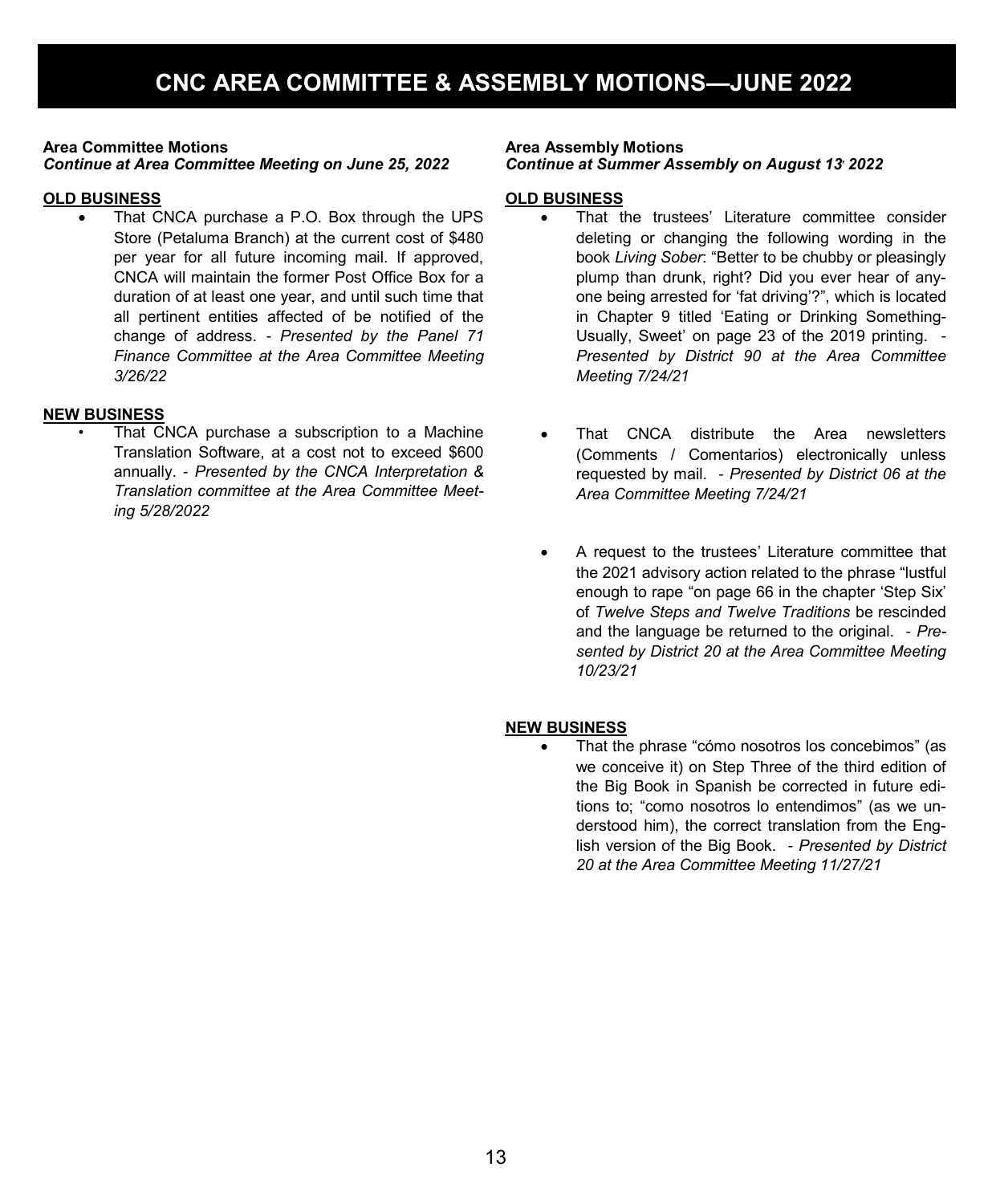# CNC AREA COMMITTEE & ASSEMBLY MOTIONS—JUNE 2022

**Area Committee Motions**
***Continue at Area Committee Meeting on June 25, 2022***

**OLD BUSINESS**

- That CNCA purchase a P.O. Box through the UPS Store (Petaluma Branch) at the current cost of $480 per year for all future incoming mail. If approved, CNCA will maintain the former Post Office Box for a duration of at least one year, and until such time that all pertinent entities affected of be notified of the change of address. - *Presented by the Panel 71 Finance Committee at the Area Committee Meeting 3/26/22*

**NEW BUSINESS**

- That CNCA purchase a subscription to a Machine Translation Software, at a cost not to exceed $600 annually. - *Presented by the CNCA Interpretation & Translation committee at the Area Committee Meeting 5/28/2022*

**Area Assembly Motions**
***Continue at Summer Assembly on August 13, 2022***

**OLD BUSINESS**

- That the trustees' Literature committee consider deleting or changing the following wording in the book *Living Sober*: "Better to be chubby or pleasingly plump than drunk, right? Did you ever hear of anyone being arrested for 'fat driving'?", which is located in Chapter 9 titled 'Eating or Drinking Something-Usually, Sweet' on page 23 of the 2019 printing. - *Presented by District 90 at the Area Committee Meeting 7/24/21*

- That CNCA distribute the Area newsletters (Comments / Comentarios) electronically unless requested by mail. - *Presented by District 06 at the Area Committee Meeting 7/24/21*

- A request to the trustees' Literature committee that the 2021 advisory action related to the phrase "lustful enough to rape "on page 66 in the chapter 'Step Six' of *Twelve Steps and Twelve Traditions* be rescinded and the language be returned to the original. - *Presented by District 20 at the Area Committee Meeting 10/23/21*

**NEW BUSINESS**

- That the phrase "cómo nosotros los concebimos" (as we conceive it) on Step Three of the third edition of the Big Book in Spanish be corrected in future editions to; "como nosotros lo entendimos" (as we understood him), the correct translation from the English version of the Big Book. - *Presented by District 20 at the Area Committee Meeting 11/27/21*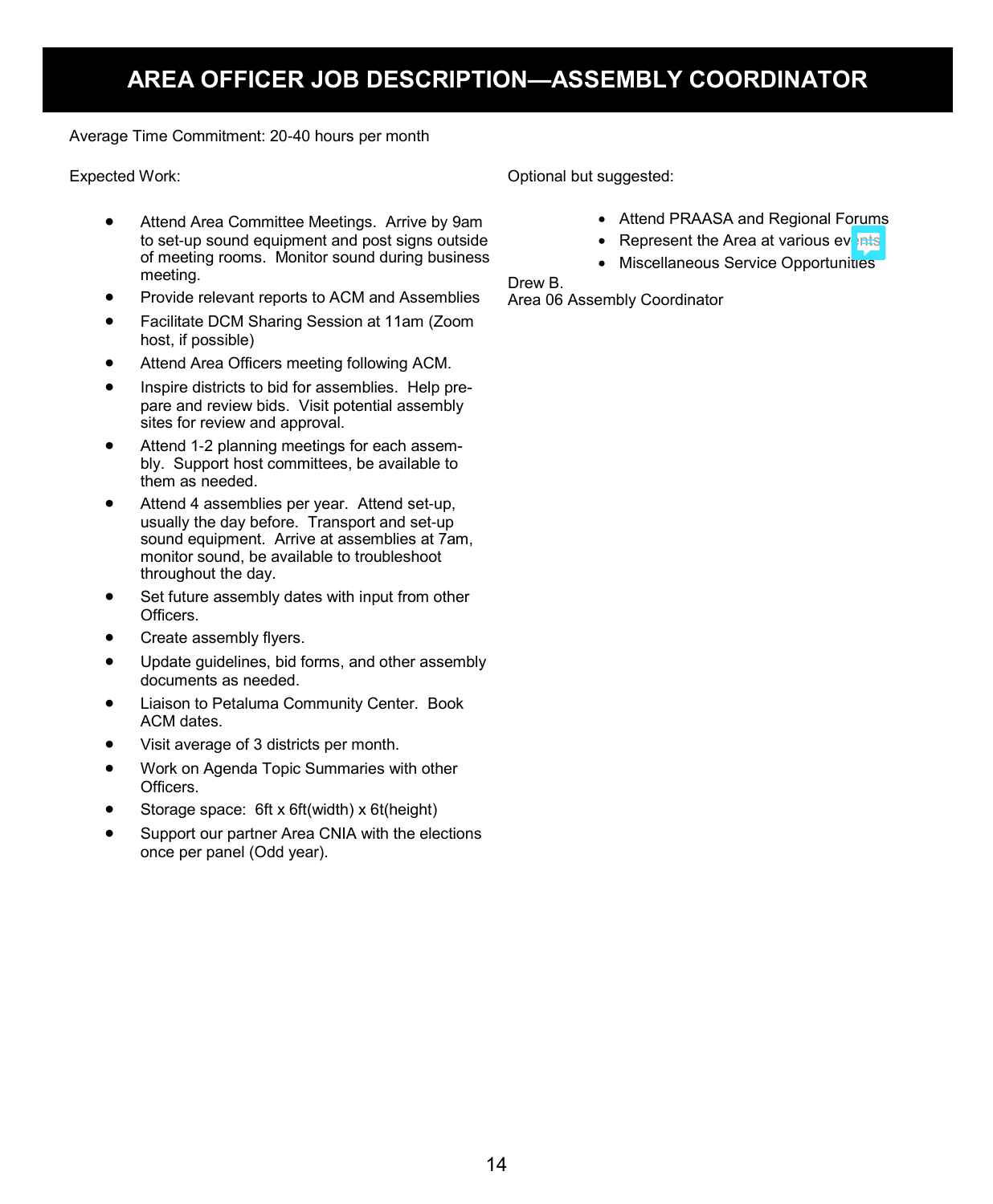# AREA OFFICER JOB DESCRIPTION—ASSEMBLY COORDINATOR

Average Time Commitment: 20-40 hours per month

Expected Work:

- Attend Area Committee Meetings. Arrive by 9am to set-up sound equipment and post signs outside of meeting rooms. Monitor sound during business meeting.
- Provide relevant reports to ACM and Assemblies
- Facilitate DCM Sharing Session at 11am (Zoom host, if possible)
- Attend Area Officers meeting following ACM.
- Inspire districts to bid for assemblies. Help prepare and review bids. Visit potential assembly sites for review and approval.
- Attend 1-2 planning meetings for each assembly. Support host committees, be available to them as needed.
- Attend 4 assemblies per year. Attend set-up, usually the day before. Transport and set-up sound equipment. Arrive at assemblies at 7am, monitor sound, be available to troubleshoot throughout the day.
- Set future assembly dates with input from other Officers.
- Create assembly flyers.
- Update guidelines, bid forms, and other assembly documents as needed.
- Liaison to Petaluma Community Center. Book ACM dates.
- Visit average of 3 districts per month.
- Work on Agenda Topic Summaries with other Officers.
- Storage space: 6ft x 6ft(width) x 6t(height)
- Support our partner Area CNIA with the elections once per panel (Odd year).

Optional but suggested:

- Attend PRAASA and Regional Forums
- Represent the Area at various events
- Miscellaneous Service Opportunities

Drew B.
Area 06 Assembly Coordinator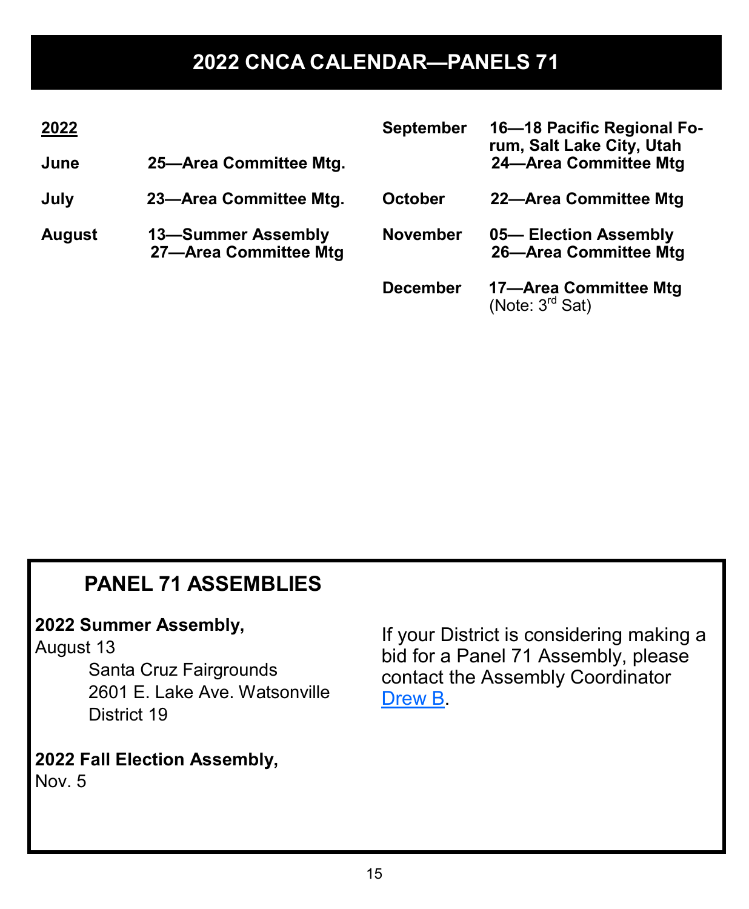# 2022 CNCA CALENDAR—PANELS 71

**2022**

**June** **25—Area Committee Mtg.**

**July** **23—Area Committee Mtg.**

**August** **13—Summer Assembly**
**27—Area Committee Mtg**

**September** **16—18 Pacific Regional Forum, Salt Lake City, Utah**
**24—Area Committee Mtg**

**October** **22—Area Committee Mtg**

**November** **05— Election Assembly**
**26—Area Committee Mtg**

**December** **17—Area Committee Mtg**
(Note: 3rd Sat)

## PANEL 71 ASSEMBLIES

**2022 Summer Assembly,**
August 13
Santa Cruz Fairgrounds
2601 E. Lake Ave. Watsonville
District 19

**2022 Fall Election Assembly,**
Nov. 5

If your District is considering making a bid for a Panel 71 Assembly, please contact the Assembly Coordinator Drew B.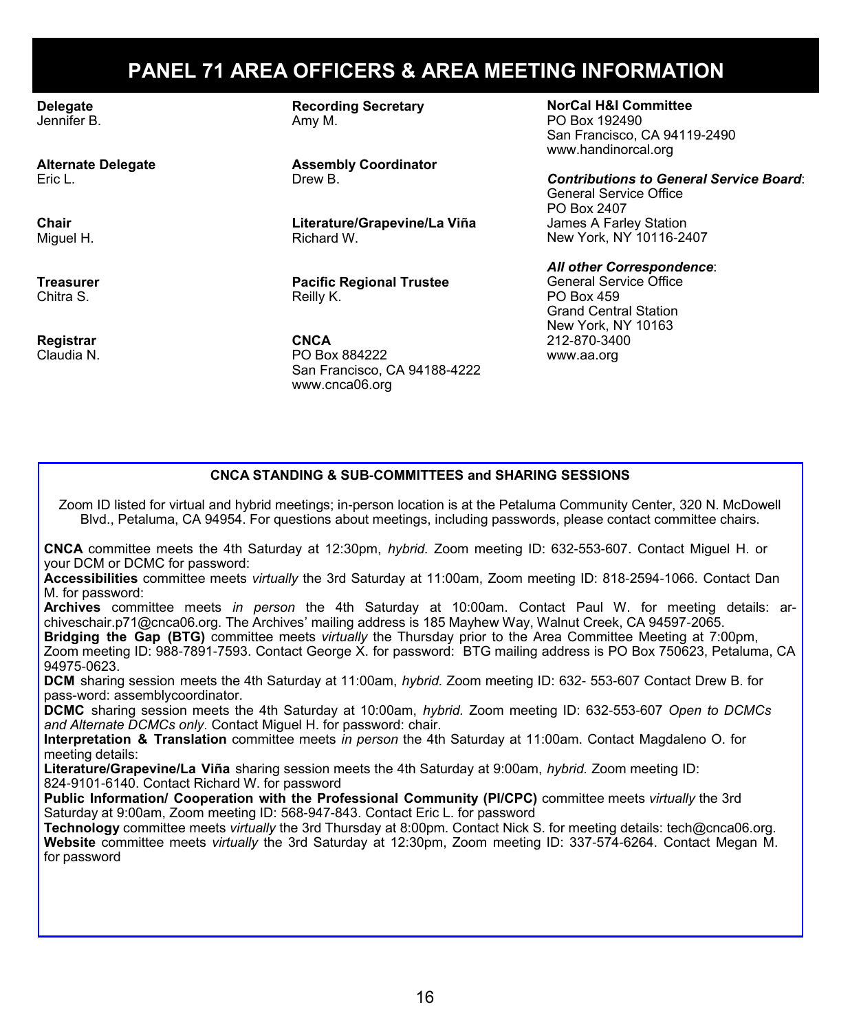# PANEL 71 AREA OFFICERS & AREA MEETING INFORMATION

**Delegate**
Jennifer B.

**Alternate Delegate**
Eric L.

**Chair**
Miguel H.

**Treasurer**
Chitra S.

**Registrar**
Claudia N.

**Recording Secretary**
Amy M.

**Assembly Coordinator**
Drew B.

**Literature/Grapevine/La Viña**
Richard W.

**Pacific Regional Trustee**
Reilly K.

**CNCA**
PO Box 884222
San Francisco, CA 94188-4222
www.cnca06.org

**NorCal H&I Committee**
PO Box 192490
San Francisco, CA 94119-2490
www.handinorcal.org

***Contributions to General Service Board***:
General Service Office
PO Box 2407
James A Farley Station
New York, NY 10116-2407

***All other Correspondence***:
General Service Office
PO Box 459
Grand Central Station
New York, NY 10163
212-870-3400
www.aa.org

## CNCA STANDING & SUB-COMMITTEES and SHARING SESSIONS

Zoom ID listed for virtual and hybrid meetings; in-person location is at the Petaluma Community Center, 320 N. McDowell Blvd., Petaluma, CA 94954. For questions about meetings, including passwords, please contact committee chairs.

**CNCA** committee meets the 4th Saturday at 12:30pm, *hybrid.* Zoom meeting ID: 632-553-607. Contact Miguel H. or your DCM or DCMC for password:

**Accessibilities** committee meets *virtually* the 3rd Saturday at 11:00am, Zoom meeting ID: 818-2594-1066. Contact Dan M. for password:

**Archives** committee meets *in person* the 4th Saturday at 10:00am. Contact Paul W. for meeting details: archiveschair.p71@cnca06.org. The Archives' mailing address is 185 Mayhew Way, Walnut Creek, CA 94597-2065.

**Bridging the Gap (BTG)** committee meets *virtually* the Thursday prior to the Area Committee Meeting at 7:00pm, Zoom meeting ID: 988-7891-7593. Contact George X. for password: BTG mailing address is PO Box 750623, Petaluma, CA 94975-0623.

**DCM** sharing session meets the 4th Saturday at 11:00am, *hybrid.* Zoom meeting ID: 632- 553-607 Contact Drew B. for pass-word: assemblycoordinator.

**DCMC** sharing session meets the 4th Saturday at 10:00am, *hybrid.* Zoom meeting ID: 632-553-607 *Open to DCMCs and Alternate DCMCs only*. Contact Miguel H. for password: chair.

**Interpretation & Translation** committee meets *in person* the 4th Saturday at 11:00am. Contact Magdaleno O. for meeting details:

**Literature/Grapevine/La Viña** sharing session meets the 4th Saturday at 9:00am, *hybrid*. Zoom meeting ID: 824-9101-6140. Contact Richard W. for password

**Public Information/ Cooperation with the Professional Community (PI/CPC)** committee meets *virtually* the 3rd Saturday at 9:00am, Zoom meeting ID: 568-947-843. Contact Eric L. for password

**Technology** committee meets *virtually* the 3rd Thursday at 8:00pm. Contact Nick S. for meeting details: tech@cnca06.org.

**Website** committee meets *virtually* the 3rd Saturday at 12:30pm, Zoom meeting ID: 337-574-6264. Contact Megan M. for password